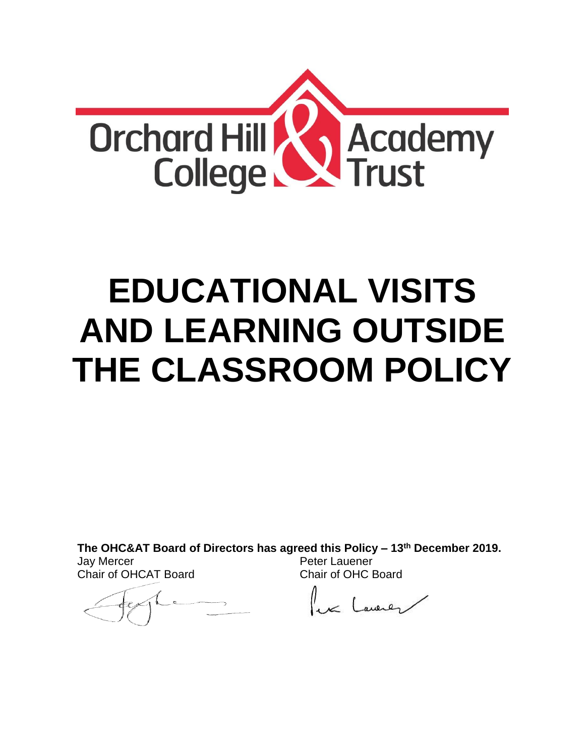Orchard Hill College & Academy Trust

# EDUCATIONAL VISITS AND LEARNING OUTSIDE THE CLASSROOM POLICY

**The OHC&AT Board of Directors has agreed this Policy – 13th December 2019.**

Jay Mercer
Chair of OHCAT Board

Peter Lauener
Chair of OHC Board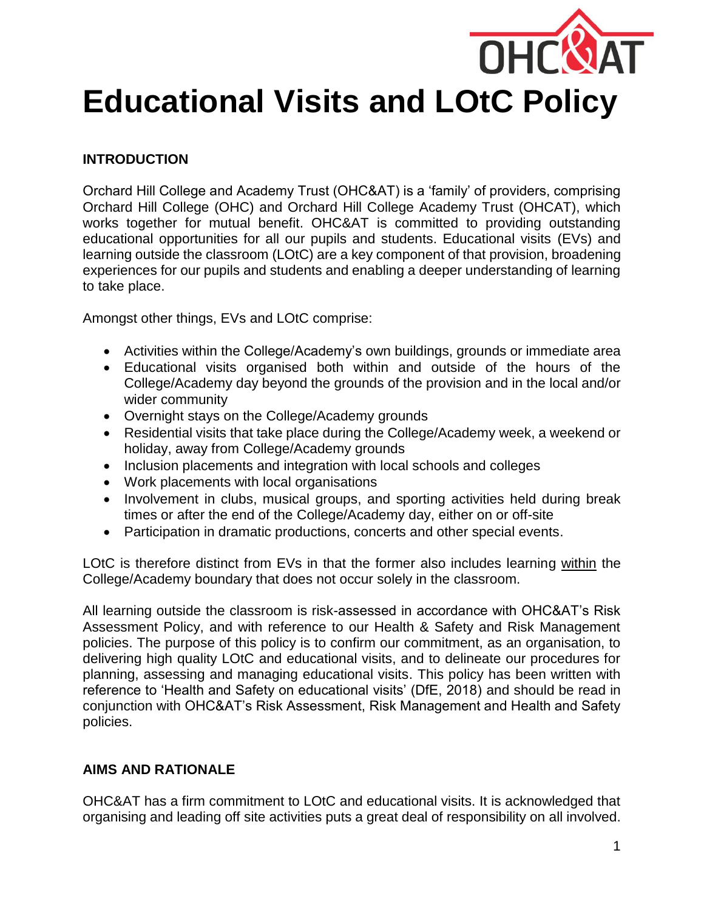# Educational Visits and LOtC Policy

## INTRODUCTION

Orchard Hill College and Academy Trust (OHC&AT) is a 'family' of providers, comprising Orchard Hill College (OHC) and Orchard Hill College Academy Trust (OHCAT), which works together for mutual benefit. OHC&AT is committed to providing outstanding educational opportunities for all our pupils and students. Educational visits (EVs) and learning outside the classroom (LOtC) are a key component of that provision, broadening experiences for our pupils and students and enabling a deeper understanding of learning to take place.

Amongst other things, EVs and LOtC comprise:

- Activities within the College/Academy's own buildings, grounds or immediate area
- Educational visits organised both within and outside of the hours of the College/Academy day beyond the grounds of the provision and in the local and/or wider community
- Overnight stays on the College/Academy grounds
- Residential visits that take place during the College/Academy week, a weekend or holiday, away from College/Academy grounds
- Inclusion placements and integration with local schools and colleges
- Work placements with local organisations
- Involvement in clubs, musical groups, and sporting activities held during break times or after the end of the College/Academy day, either on or off-site
- Participation in dramatic productions, concerts and other special events.

LOtC is therefore distinct from EVs in that the former also includes learning <u>within</u> the College/Academy boundary that does not occur solely in the classroom.

All learning outside the classroom is risk-assessed in accordance with OHC&AT's Risk Assessment Policy, and with reference to our Health & Safety and Risk Management policies. The purpose of this policy is to confirm our commitment, as an organisation, to delivering high quality LOtC and educational visits, and to delineate our procedures for planning, assessing and managing educational visits. This policy has been written with reference to 'Health and Safety on educational visits' (DfE, 2018) and should be read in conjunction with OHC&AT's Risk Assessment, Risk Management and Health and Safety policies.

## AIMS AND RATIONALE

OHC&AT has a firm commitment to LOtC and educational visits. It is acknowledged that organising and leading off site activities puts a great deal of responsibility on all involved.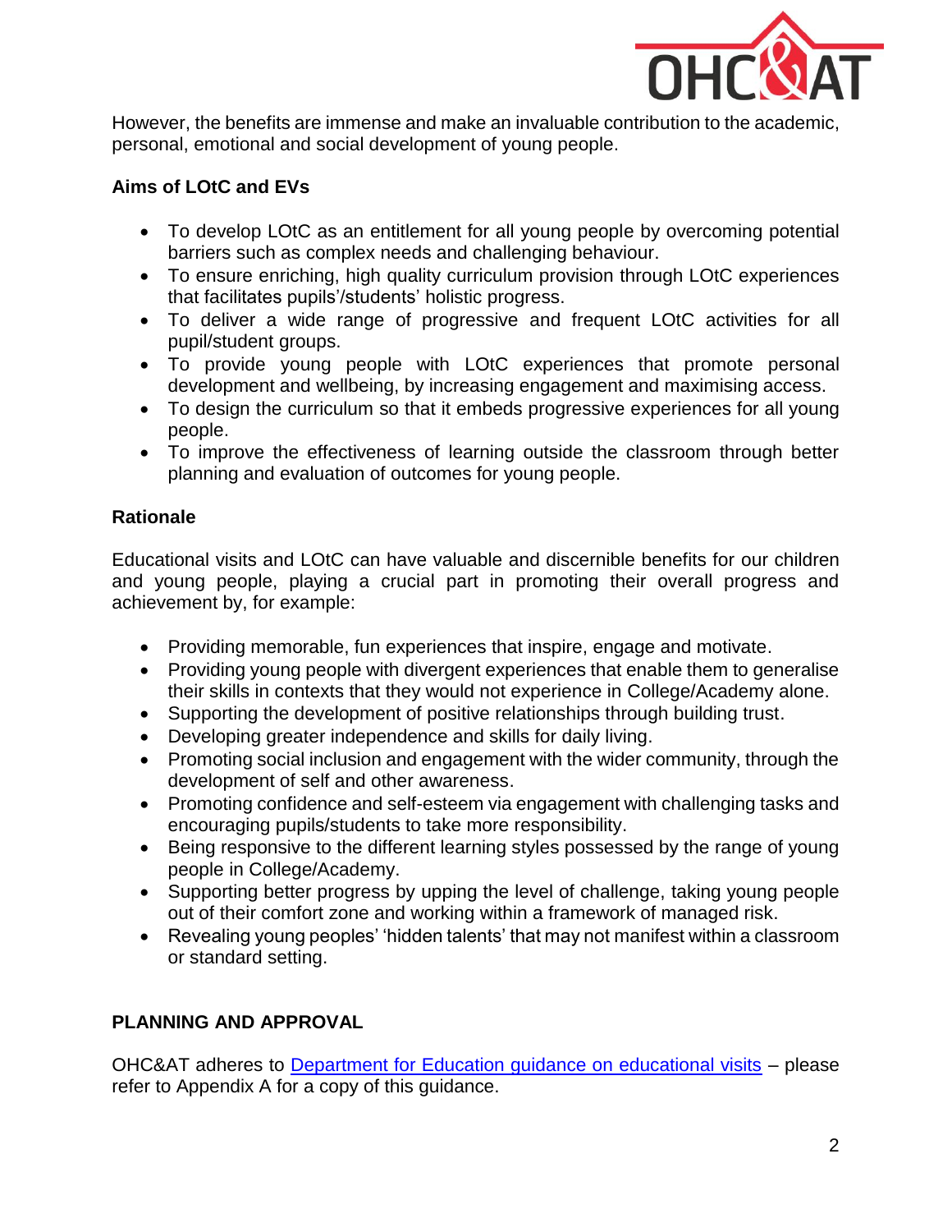However, the benefits are immense and make an invaluable contribution to the academic, personal, emotional and social development of young people.

**Aims of LOtC and EVs**

- To develop LOtC as an entitlement for all young people by overcoming potential barriers such as complex needs and challenging behaviour.
- To ensure enriching, high quality curriculum provision through LOtC experiences that facilitates pupils'/students' holistic progress.
- To deliver a wide range of progressive and frequent LOtC activities for all pupil/student groups.
- To provide young people with LOtC experiences that promote personal development and wellbeing, by increasing engagement and maximising access.
- To design the curriculum so that it embeds progressive experiences for all young people.
- To improve the effectiveness of learning outside the classroom through better planning and evaluation of outcomes for young people.

**Rationale**

Educational visits and LOtC can have valuable and discernible benefits for our children and young people, playing a crucial part in promoting their overall progress and achievement by, for example:

- Providing memorable, fun experiences that inspire, engage and motivate.
- Providing young people with divergent experiences that enable them to generalise their skills in contexts that they would not experience in College/Academy alone.
- Supporting the development of positive relationships through building trust.
- Developing greater independence and skills for daily living.
- Promoting social inclusion and engagement with the wider community, through the development of self and other awareness.
- Promoting confidence and self-esteem via engagement with challenging tasks and encouraging pupils/students to take more responsibility.
- Being responsive to the different learning styles possessed by the range of young people in College/Academy.
- Supporting better progress by upping the level of challenge, taking young people out of their comfort zone and working within a framework of managed risk.
- Revealing young peoples' 'hidden talents' that may not manifest within a classroom or standard setting.

**PLANNING AND APPROVAL**

OHC&AT adheres to Department for Education guidance on educational visits – please refer to Appendix A for a copy of this guidance.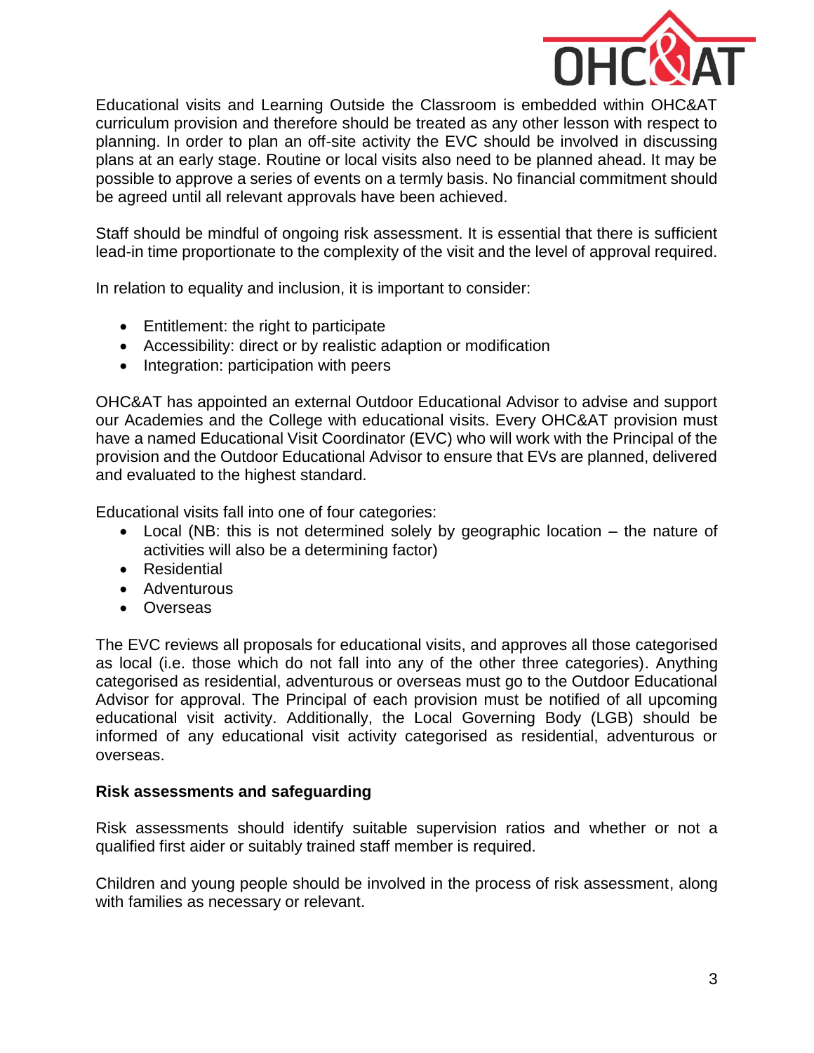Educational visits and Learning Outside the Classroom is embedded within OHC&AT curriculum provision and therefore should be treated as any other lesson with respect to planning. In order to plan an off-site activity the EVC should be involved in discussing plans at an early stage. Routine or local visits also need to be planned ahead. It may be possible to approve a series of events on a termly basis. No financial commitment should be agreed until all relevant approvals have been achieved.

Staff should be mindful of ongoing risk assessment. It is essential that there is sufficient lead-in time proportionate to the complexity of the visit and the level of approval required.

In relation to equality and inclusion, it is important to consider:

- Entitlement: the right to participate
- Accessibility: direct or by realistic adaption or modification
- Integration: participation with peers

OHC&AT has appointed an external Outdoor Educational Advisor to advise and support our Academies and the College with educational visits. Every OHC&AT provision must have a named Educational Visit Coordinator (EVC) who will work with the Principal of the provision and the Outdoor Educational Advisor to ensure that EVs are planned, delivered and evaluated to the highest standard.

Educational visits fall into one of four categories:

- Local (NB: this is not determined solely by geographic location – the nature of activities will also be a determining factor)
- Residential
- Adventurous
- Overseas

The EVC reviews all proposals for educational visits, and approves all those categorised as local (i.e. those which do not fall into any of the other three categories). Anything categorised as residential, adventurous or overseas must go to the Outdoor Educational Advisor for approval. The Principal of each provision must be notified of all upcoming educational visit activity. Additionally, the Local Governing Body (LGB) should be informed of any educational visit activity categorised as residential, adventurous or overseas.

**Risk assessments and safeguarding**

Risk assessments should identify suitable supervision ratios and whether or not a qualified first aider or suitably trained staff member is required.

Children and young people should be involved in the process of risk assessment, along with families as necessary or relevant.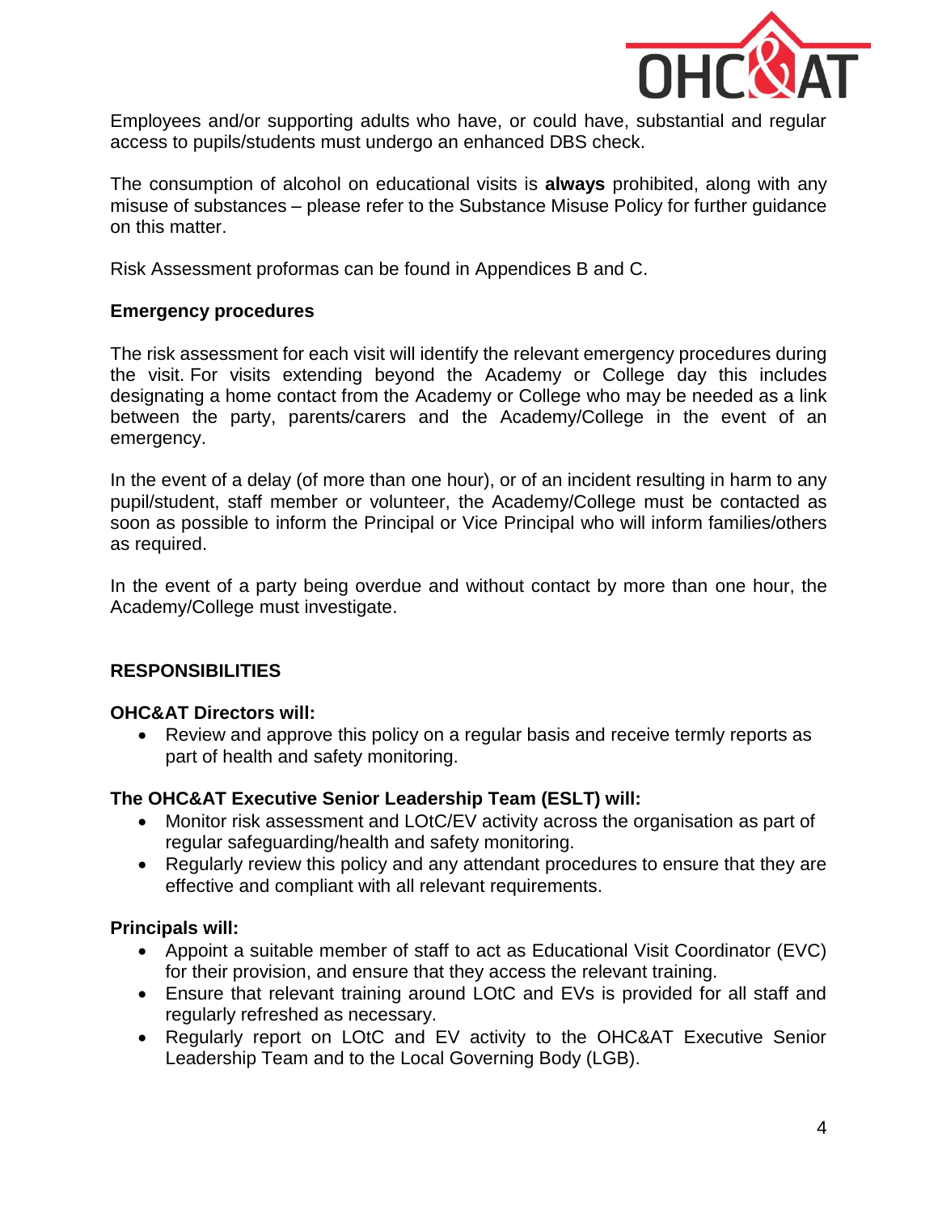Employees and/or supporting adults who have, or could have, substantial and regular access to pupils/students must undergo an enhanced DBS check.

The consumption of alcohol on educational visits is **always** prohibited, along with any misuse of substances – please refer to the Substance Misuse Policy for further guidance on this matter.

Risk Assessment proformas can be found in Appendices B and C.

**Emergency procedures**

The risk assessment for each visit will identify the relevant emergency procedures during the visit. For visits extending beyond the Academy or College day this includes designating a home contact from the Academy or College who may be needed as a link between the party, parents/carers and the Academy/College in the event of an emergency.

In the event of a delay (of more than one hour), or of an incident resulting in harm to any pupil/student, staff member or volunteer, the Academy/College must be contacted as soon as possible to inform the Principal or Vice Principal who will inform families/others as required.

In the event of a party being overdue and without contact by more than one hour, the Academy/College must investigate.

## RESPONSIBILITIES

**OHC&AT Directors will:**

- Review and approve this policy on a regular basis and receive termly reports as part of health and safety monitoring.

**The OHC&AT Executive Senior Leadership Team (ESLT) will:**

- Monitor risk assessment and LOtC/EV activity across the organisation as part of regular safeguarding/health and safety monitoring.
- Regularly review this policy and any attendant procedures to ensure that they are effective and compliant with all relevant requirements.

**Principals will:**

- Appoint a suitable member of staff to act as Educational Visit Coordinator (EVC) for their provision, and ensure that they access the relevant training.
- Ensure that relevant training around LOtC and EVs is provided for all staff and regularly refreshed as necessary.
- Regularly report on LOtC and EV activity to the OHC&AT Executive Senior Leadership Team and to the Local Governing Body (LGB).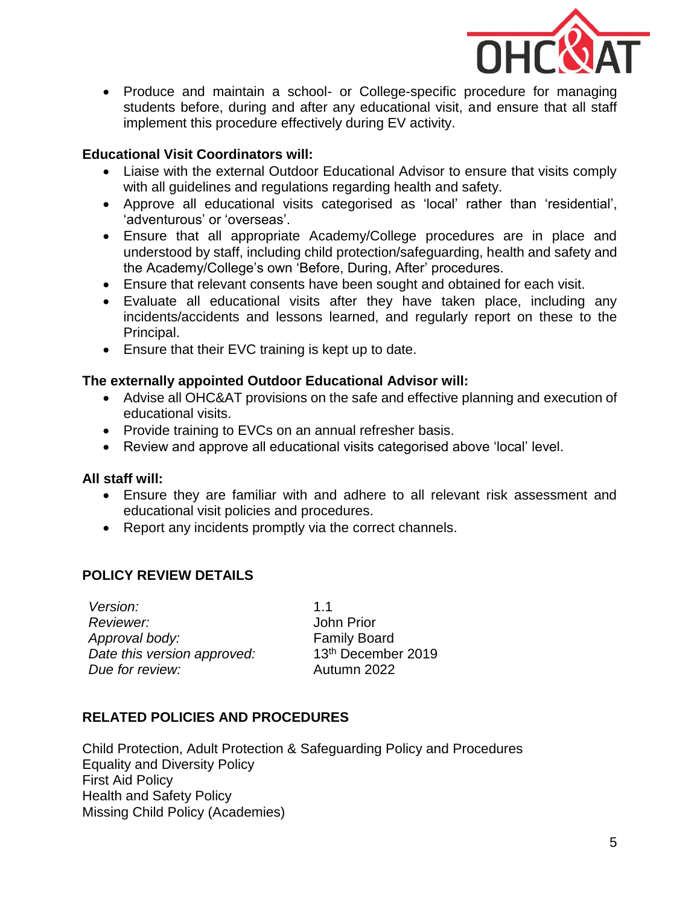- Produce and maintain a school- or College-specific procedure for managing students before, during and after any educational visit, and ensure that all staff implement this procedure effectively during EV activity.

**Educational Visit Coordinators will:**

- Liaise with the external Outdoor Educational Advisor to ensure that visits comply with all guidelines and regulations regarding health and safety.
- Approve all educational visits categorised as 'local' rather than 'residential', 'adventurous' or 'overseas'.
- Ensure that all appropriate Academy/College procedures are in place and understood by staff, including child protection/safeguarding, health and safety and the Academy/College's own 'Before, During, After' procedures.
- Ensure that relevant consents have been sought and obtained for each visit.
- Evaluate all educational visits after they have taken place, including any incidents/accidents and lessons learned, and regularly report on these to the Principal.
- Ensure that their EVC training is kept up to date.

**The externally appointed Outdoor Educational Advisor will:**

- Advise all OHC&AT provisions on the safe and effective planning and execution of educational visits.
- Provide training to EVCs on an annual refresher basis.
- Review and approve all educational visits categorised above 'local' level.

**All staff will:**

- Ensure they are familiar with and adhere to all relevant risk assessment and educational visit policies and procedures.
- Report any incidents promptly via the correct channels.

## POLICY REVIEW DETAILS

| | |
|---|---|
| *Version:* | 1.1 |
| *Reviewer:* | John Prior |
| *Approval body:* | Family Board |
| *Date this version approved:* | 13th December 2019 |
| *Due for review:* | Autumn 2022 |

## RELATED POLICIES AND PROCEDURES

Child Protection, Adult Protection & Safeguarding Policy and Procedures
Equality and Diversity Policy
First Aid Policy
Health and Safety Policy
Missing Child Policy (Academies)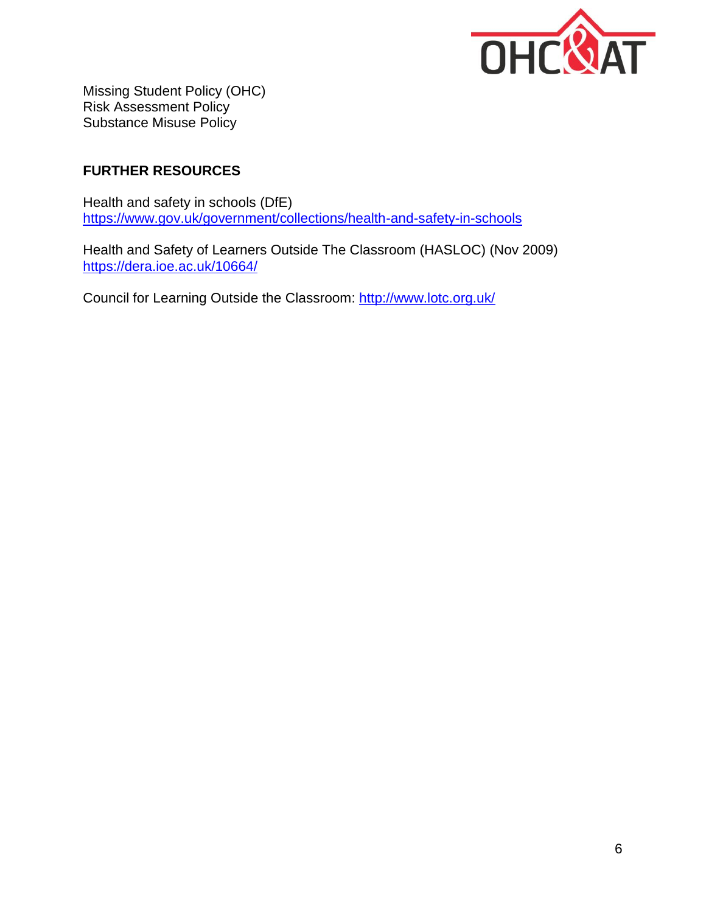Missing Student Policy (OHC)
Risk Assessment Policy
Substance Misuse Policy

## FURTHER RESOURCES

Health and safety in schools (DfE)
https://www.gov.uk/government/collections/health-and-safety-in-schools

Health and Safety of Learners Outside The Classroom (HASLOC) (Nov 2009)
https://dera.ioe.ac.uk/10664/

Council for Learning Outside the Classroom: http://www.lotc.org.uk/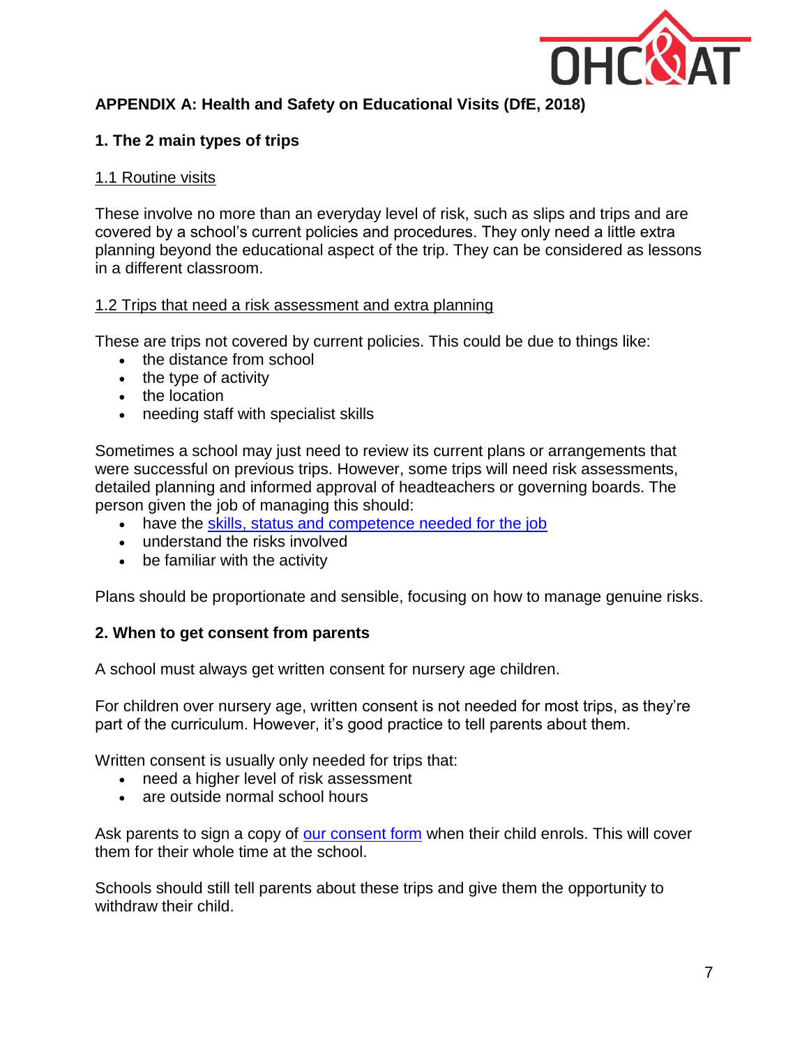## APPENDIX A: Health and Safety on Educational Visits (DfE, 2018)

### 1. The 2 main types of trips

1.1 Routine visits

These involve no more than an everyday level of risk, such as slips and trips and are covered by a school's current policies and procedures. They only need a little extra planning beyond the educational aspect of the trip. They can be considered as lessons in a different classroom.

1.2 Trips that need a risk assessment and extra planning

These are trips not covered by current policies. This could be due to things like:

- the distance from school
- the type of activity
- the location
- needing staff with specialist skills

Sometimes a school may just need to review its current plans or arrangements that were successful on previous trips. However, some trips will need risk assessments, detailed planning and informed approval of headteachers or governing boards. The person given the job of managing this should:

- have the skills, status and competence needed for the job
- understand the risks involved
- be familiar with the activity

Plans should be proportionate and sensible, focusing on how to manage genuine risks.

### 2. When to get consent from parents

A school must always get written consent for nursery age children.

For children over nursery age, written consent is not needed for most trips, as they're part of the curriculum. However, it's good practice to tell parents about them.

Written consent is usually only needed for trips that:

- need a higher level of risk assessment
- are outside normal school hours

Ask parents to sign a copy of our consent form when their child enrols. This will cover them for their whole time at the school.

Schools should still tell parents about these trips and give them the opportunity to withdraw their child.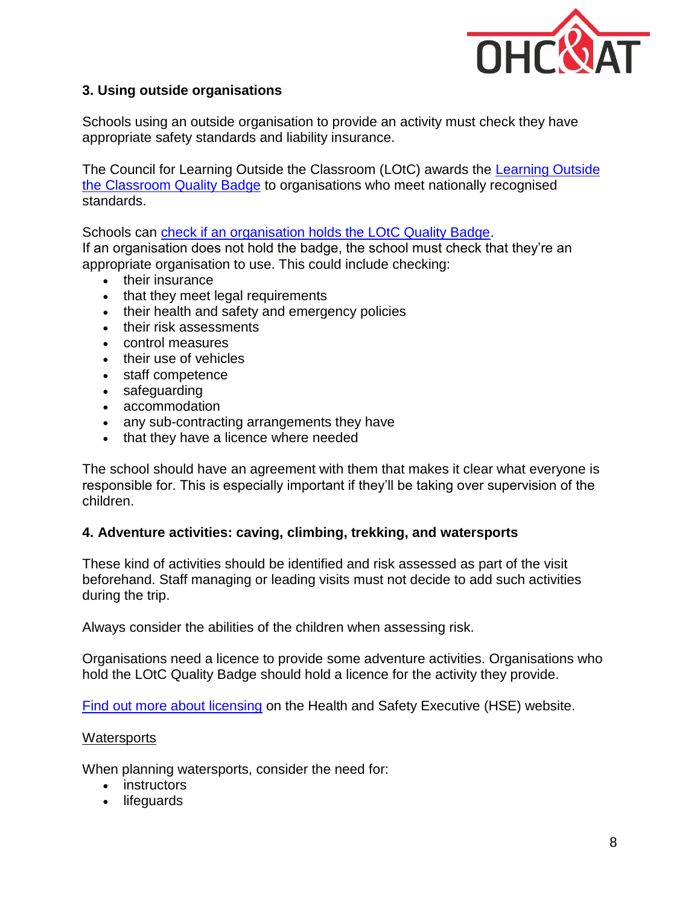### 3. Using outside organisations

Schools using an outside organisation to provide an activity must check they have appropriate safety standards and liability insurance.

The Council for Learning Outside the Classroom (LOtC) awards the Learning Outside the Classroom Quality Badge to organisations who meet nationally recognised standards.

Schools can check if an organisation holds the LOtC Quality Badge.
If an organisation does not hold the badge, the school must check that they're an appropriate organisation to use. This could include checking:

- their insurance
- that they meet legal requirements
- their health and safety and emergency policies
- their risk assessments
- control measures
- their use of vehicles
- staff competence
- safeguarding
- accommodation
- any sub-contracting arrangements they have
- that they have a licence where needed

The school should have an agreement with them that makes it clear what everyone is responsible for. This is especially important if they'll be taking over supervision of the children.

### 4. Adventure activities: caving, climbing, trekking, and watersports

These kind of activities should be identified and risk assessed as part of the visit beforehand. Staff managing or leading visits must not decide to add such activities during the trip.

Always consider the abilities of the children when assessing risk.

Organisations need a licence to provide some adventure activities. Organisations who hold the LOtC Quality Badge should hold a licence for the activity they provide.

Find out more about licensing on the Health and Safety Executive (HSE) website.

Watersports

When planning watersports, consider the need for:

- instructors
- lifeguards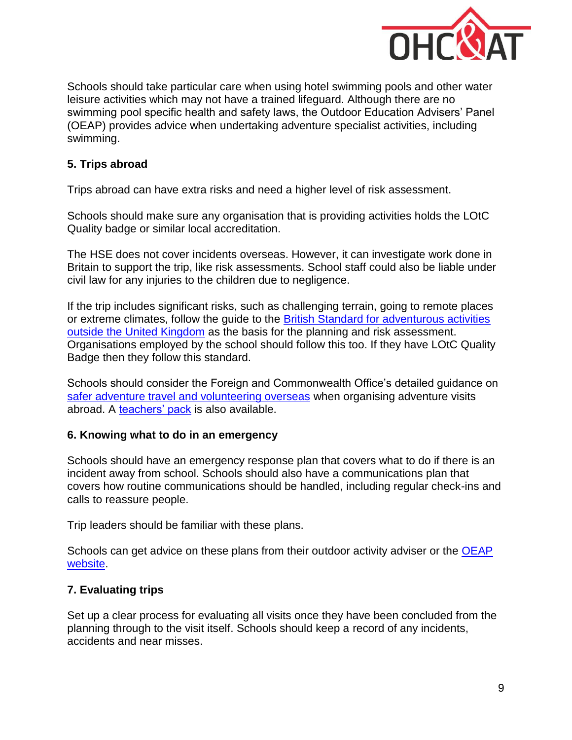Schools should take particular care when using hotel swimming pools and other water leisure activities which may not have a trained lifeguard. Although there are no swimming pool specific health and safety laws, the Outdoor Education Advisers' Panel (OEAP) provides advice when undertaking adventure specialist activities, including swimming.

### 5. Trips abroad

Trips abroad can have extra risks and need a higher level of risk assessment.

Schools should make sure any organisation that is providing activities holds the LOtC Quality badge or similar local accreditation.

The HSE does not cover incidents overseas. However, it can investigate work done in Britain to support the trip, like risk assessments. School staff could also be liable under civil law for any injuries to the children due to negligence.

If the trip includes significant risks, such as challenging terrain, going to remote places or extreme climates, follow the guide to the British Standard for adventurous activities outside the United Kingdom as the basis for the planning and risk assessment. Organisations employed by the school should follow this too. If they have LOtC Quality Badge then they follow this standard.

Schools should consider the Foreign and Commonwealth Office's detailed guidance on safer adventure travel and volunteering overseas when organising adventure visits abroad. A teachers' pack is also available.

### 6. Knowing what to do in an emergency

Schools should have an emergency response plan that covers what to do if there is an incident away from school. Schools should also have a communications plan that covers how routine communications should be handled, including regular check-ins and calls to reassure people.

Trip leaders should be familiar with these plans.

Schools can get advice on these plans from their outdoor activity adviser or the OEAP website.

### 7. Evaluating trips

Set up a clear process for evaluating all visits once they have been concluded from the planning through to the visit itself. Schools should keep a record of any incidents, accidents and near misses.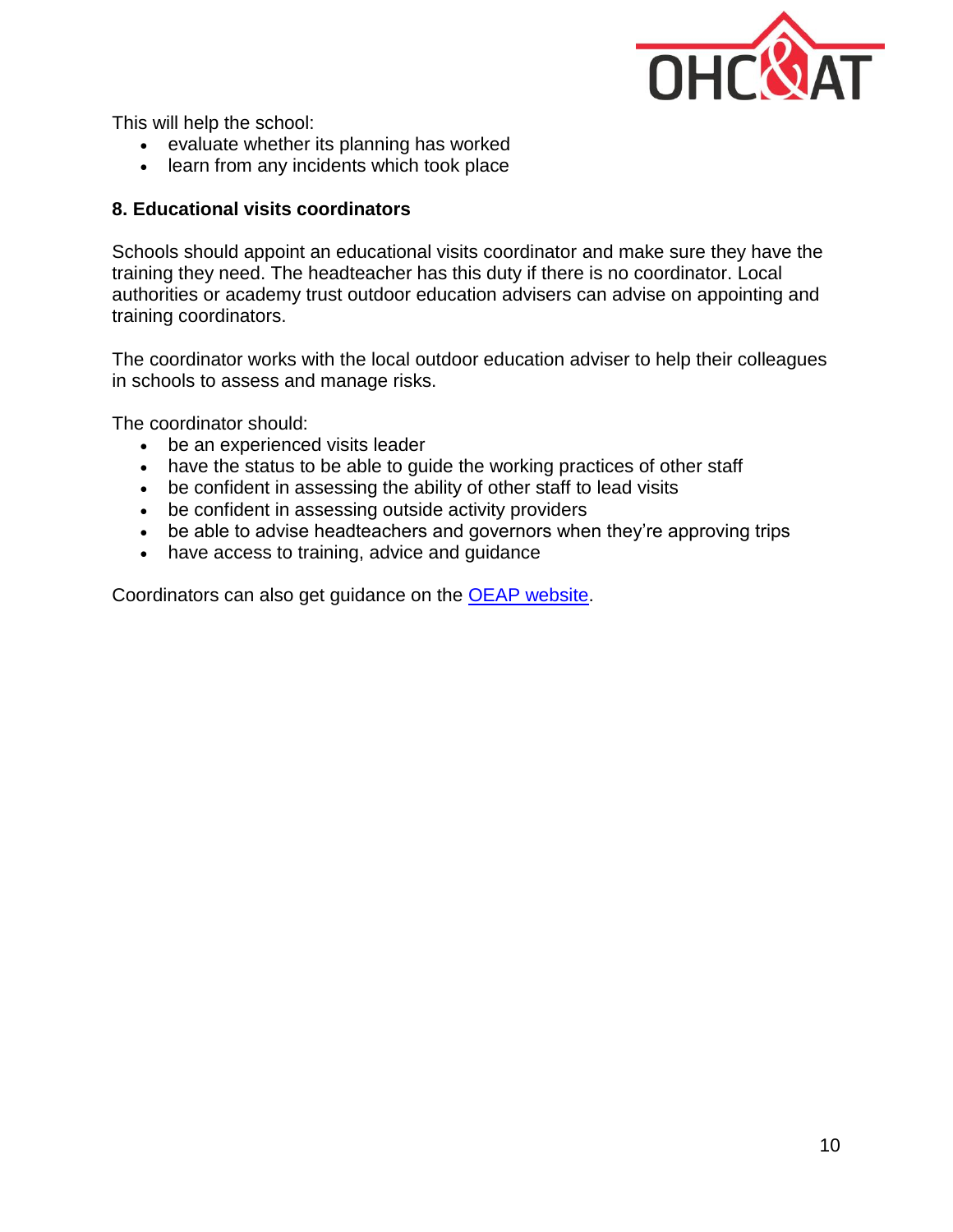This will help the school:

- evaluate whether its planning has worked
- learn from any incidents which took place

**8. Educational visits coordinators**

Schools should appoint an educational visits coordinator and make sure they have the training they need. The headteacher has this duty if there is no coordinator. Local authorities or academy trust outdoor education advisers can advise on appointing and training coordinators.

The coordinator works with the local outdoor education adviser to help their colleagues in schools to assess and manage risks.

The coordinator should:

- be an experienced visits leader
- have the status to be able to guide the working practices of other staff
- be confident in assessing the ability of other staff to lead visits
- be confident in assessing outside activity providers
- be able to advise headteachers and governors when they're approving trips
- have access to training, advice and guidance

Coordinators can also get guidance on the OEAP website.